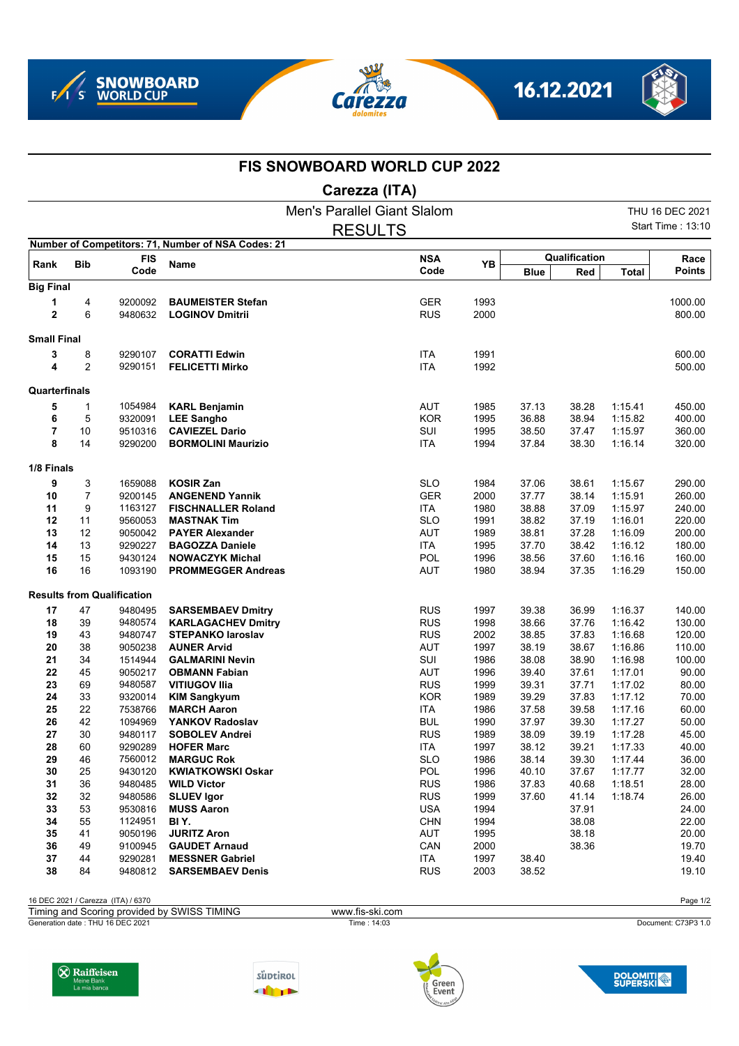# FIS SNOWBOARD WORLD CUP 2022

## Carezza (ITA)

### Men's Parallel Giant Slalom

### RESULTS

THU 16 DEC 2021

Start Time : 13:10

**Number of Competitors: 71, Number of NSA Codes: 21**

| Rank | Bib | FIS Code | Name | NSA Code | YB | Qualification | | | Race Points |
|---|---|---|---|---|---|---|---|---|---|
| | | | | | | Blue | Red | Total | |
| **Big Final** | | | | | | | | | |
| **1** | 4 | 9200092 | **BAUMEISTER Stefan** | GER | 1993 | | | | 1000.00 |
| **2** | 6 | 9480632 | **LOGINOV Dmitrii** | RUS | 2000 | | | | 800.00 |
| **Small Final** | | | | | | | | | |
| **3** | 8 | 9290107 | **CORATTI Edwin** | ITA | 1991 | | | | 600.00 |
| **4** | 2 | 9290151 | **FELICETTI Mirko** | ITA | 1992 | | | | 500.00 |
| **Quarterfinals** | | | | | | | | | |
| **5** | 1 | 1054984 | **KARL Benjamin** | AUT | 1985 | 37.13 | 38.28 | 1:15.41 | 450.00 |
| **6** | 5 | 9320091 | **LEE Sangho** | KOR | 1995 | 36.88 | 38.94 | 1:15.82 | 400.00 |
| **7** | 10 | 9510316 | **CAVIEZEL Dario** | SUI | 1995 | 38.50 | 37.47 | 1:15.97 | 360.00 |
| **8** | 14 | 9290200 | **BORMOLINI Maurizio** | ITA | 1994 | 37.84 | 38.30 | 1:16.14 | 320.00 |
| **1/8 Finals** | | | | | | | | | |
| **9** | 3 | 1659088 | **KOSIR Zan** | SLO | 1984 | 37.06 | 38.61 | 1:15.67 | 290.00 |
| **10** | 7 | 9200145 | **ANGENEND Yannik** | GER | 2000 | 37.77 | 38.14 | 1:15.91 | 260.00 |
| **11** | 9 | 1163127 | **FISCHNALLER Roland** | ITA | 1980 | 38.88 | 37.09 | 1:15.97 | 240.00 |
| **12** | 11 | 9560053 | **MASTNAK Tim** | SLO | 1991 | 38.82 | 37.19 | 1:16.01 | 220.00 |
| **13** | 12 | 9050042 | **PAYER Alexander** | AUT | 1989 | 38.81 | 37.28 | 1:16.09 | 200.00 |
| **14** | 13 | 9290227 | **BAGOZZA Daniele** | ITA | 1995 | 37.70 | 38.42 | 1:16.12 | 180.00 |
| **15** | 15 | 9430124 | **NOWACZYK Michal** | POL | 1996 | 38.56 | 37.60 | 1:16.16 | 160.00 |
| **16** | 16 | 1093190 | **PROMMEGGER Andreas** | AUT | 1980 | 38.94 | 37.35 | 1:16.29 | 150.00 |
| **Results from Qualification** | | | | | | | | | |
| **17** | 47 | 9480495 | **SARSEMBAEV Dmitry** | RUS | 1997 | 39.38 | 36.99 | 1:16.37 | 140.00 |
| **18** | 39 | 9480574 | **KARLAGACHEV Dmitry** | RUS | 1998 | 38.66 | 37.76 | 1:16.42 | 130.00 |
| **19** | 43 | 9480747 | **STEPANKO Iaroslav** | RUS | 2002 | 38.85 | 37.83 | 1:16.68 | 120.00 |
| **20** | 38 | 9050238 | **AUNER Arvid** | AUT | 1997 | 38.19 | 38.67 | 1:16.86 | 110.00 |
| **21** | 34 | 1514944 | **GALMARINI Nevin** | SUI | 1986 | 38.08 | 38.90 | 1:16.98 | 100.00 |
| **22** | 45 | 9050217 | **OBMANN Fabian** | AUT | 1996 | 39.40 | 37.61 | 1:17.01 | 90.00 |
| **23** | 69 | 9480587 | **VITIUGOV Ilia** | RUS | 1999 | 39.31 | 37.71 | 1:17.02 | 80.00 |
| **24** | 33 | 9320014 | **KIM Sangkyum** | KOR | 1989 | 39.29 | 37.83 | 1:17.12 | 70.00 |
| **25** | 22 | 7538766 | **MARCH Aaron** | ITA | 1986 | 37.58 | 39.58 | 1:17.16 | 60.00 |
| **26** | 42 | 1094969 | **YANKOV Radoslav** | BUL | 1990 | 37.97 | 39.30 | 1:17.27 | 50.00 |
| **27** | 30 | 9480117 | **SOBOLEV Andrei** | RUS | 1989 | 38.09 | 39.19 | 1:17.28 | 45.00 |
| **28** | 60 | 9290289 | **HOFER Marc** | ITA | 1997 | 38.12 | 39.21 | 1:17.33 | 40.00 |
| **29** | 46 | 7560012 | **MARGUC Rok** | SLO | 1986 | 38.14 | 39.30 | 1:17.44 | 36.00 |
| **30** | 25 | 9430120 | **KWIATKOWSKI Oskar** | POL | 1996 | 40.10 | 37.67 | 1:17.77 | 32.00 |
| **31** | 36 | 9480485 | **WILD Victor** | RUS | 1986 | 37.83 | 40.68 | 1:18.51 | 28.00 |
| **32** | 32 | 9480586 | **SLUEV Igor** | RUS | 1999 | 37.60 | 41.14 | 1:18.74 | 26.00 |
| **33** | 53 | 9530816 | **MUSS Aaron** | USA | 1994 | | 37.91 | | 24.00 |
| **34** | 55 | 1124951 | **BI Y.** | CHN | 1994 | | 38.08 | | 22.00 |
| **35** | 41 | 9050196 | **JURITZ Aron** | AUT | 1995 | | 38.18 | | 20.00 |
| **36** | 49 | 9100945 | **GAUDET Arnaud** | CAN | 2000 | | 38.36 | | 19.70 |
| **37** | 44 | 9290281 | **MESSNER Gabriel** | ITA | 1997 | 38.40 | | | 19.40 |
| **38** | 84 | 9480812 | **SARSEMBAEV Denis** | RUS | 2003 | 38.52 | | | 19.10 |

16 DEC 2021 / Carezza (ITA) / 6370

Timing and Scoring provided by SWISS TIMING

www.fis-ski.com

Generation date : THU 16 DEC 2021

Time : 14:03

Document: C73P3 1.0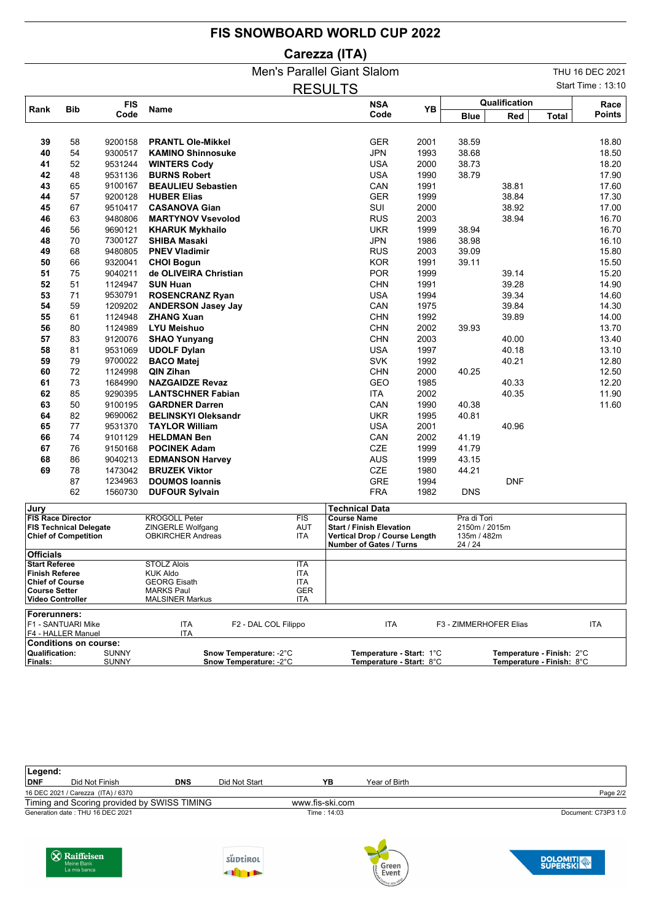# FIS SNOWBOARD WORLD CUP 2022

## Carezza (ITA)

### Men's Parallel Giant Slalom

### RESULTS

THU 16 DEC 2021

Start Time : 13:10

| Rank | Bib | FIS Code | Name | NSA Code | YB | Qualification Blue | Qualification Red | Qualification Total | Race Points |
|---|---|---|---|---|---|---|---|---|---|
| 39 | 58 | 9200158 | **PRANTL Ole-Mikkel** | GER | 2001 | 38.59 | | | 18.80 |
| 40 | 54 | 9300517 | **KAMINO Shinnosuke** | JPN | 1993 | 38.68 | | | 18.50 |
| 41 | 52 | 9531244 | **WINTERS Cody** | USA | 2000 | 38.73 | | | 18.20 |
| 42 | 48 | 9531136 | **BURNS Robert** | USA | 1990 | 38.79 | | | 17.90 |
| 43 | 65 | 9100167 | **BEAULIEU Sebastien** | CAN | 1991 | | 38.81 | | 17.60 |
| 44 | 57 | 9200128 | **HUBER Elias** | GER | 1999 | | 38.84 | | 17.30 |
| 45 | 67 | 9510417 | **CASANOVA Gian** | SUI | 2000 | | 38.92 | | 17.00 |
| 46 | 63 | 9480806 | **MARTYNOV Vsevolod** | RUS | 2003 | | 38.94 | | 16.70 |
| 46 | 56 | 9690121 | **KHARUK Mykhailo** | UKR | 1999 | 38.94 | | | 16.70 |
| 48 | 70 | 7300127 | **SHIBA Masaki** | JPN | 1986 | 38.98 | | | 16.10 |
| 49 | 68 | 9480805 | **PNEV Vladimir** | RUS | 2003 | 39.09 | | | 15.80 |
| 50 | 66 | 9320041 | **CHOI Bogun** | KOR | 1991 | 39.11 | | | 15.50 |
| 51 | 75 | 9040211 | **de OLIVEIRA Christian** | POR | 1999 | | 39.14 | | 15.20 |
| 52 | 51 | 1124947 | **SUN Huan** | CHN | 1991 | | 39.28 | | 14.90 |
| 53 | 71 | 9530791 | **ROSENCRANZ Ryan** | USA | 1994 | | 39.34 | | 14.60 |
| 54 | 59 | 1209202 | **ANDERSON Jasey Jay** | CAN | 1975 | | 39.84 | | 14.30 |
| 55 | 61 | 1124948 | **ZHANG Xuan** | CHN | 1992 | | 39.89 | | 14.00 |
| 56 | 80 | 1124989 | **LYU Meishuo** | CHN | 2002 | 39.93 | | | 13.70 |
| 57 | 83 | 9120076 | **SHAO Yunyang** | CHN | 2003 | | 40.00 | | 13.40 |
| 58 | 81 | 9531069 | **UDOLF Dylan** | USA | 1997 | | 40.18 | | 13.10 |
| 59 | 79 | 9700022 | **BACO Matej** | SVK | 1992 | | 40.21 | | 12.80 |
| 60 | 72 | 1124998 | **QIN Zihan** | CHN | 2000 | 40.25 | | | 12.50 |
| 61 | 73 | 1684990 | **NAZGAIDZE Revaz** | GEO | 1985 | | 40.33 | | 12.20 |
| 62 | 85 | 9290395 | **LANTSCHNER Fabian** | ITA | 2002 | | 40.35 | | 11.90 |
| 63 | 50 | 9100195 | **GARDNER Darren** | CAN | 1990 | 40.38 | | | 11.60 |
| 64 | 82 | 9690062 | **BELINSKYI Oleksandr** | UKR | 1995 | 40.81 | | | |
| 65 | 77 | 9531370 | **TAYLOR William** | USA | 2001 | | 40.96 | | |
| 66 | 74 | 9101129 | **HELDMAN Ben** | CAN | 2002 | 41.19 | | | |
| 67 | 76 | 9150168 | **POCINEK Adam** | CZE | 1999 | 41.79 | | | |
| 68 | 86 | 9040213 | **EDMANSON Harvey** | AUS | 1999 | 43.15 | | | |
| 69 | 78 | 1473042 | **BRUZEK Viktor** | CZE | 1980 | 44.21 | | | |
| | 87 | 1234963 | **DOUMOS Ioannis** | GRE | 1994 | | DNF | | |
| | 62 | 1560730 | **DUFOUR Sylvain** | FRA | 1982 | DNS | | | |

**Jury**

| | | |
|---|---|---|
| **FIS Race Director** | KROGOLL Peter | FIS |
| **FIS Technical Delegate** | ZINGERLE Wolfgang | AUT |
| **Chief of Competition** | OBKIRCHER Andreas | ITA |

**Technical Data**

| | |
|---|---|
| **Course Name** | Pra di Tori |
| **Start / Finish Elevation** | 2150m / 2015m |
| **Vertical Drop / Course Length** | 135m / 482m |
| **Number of Gates / Turns** | 24 / 24 |

**Officials**

| | | |
|---|---|---|
| **Start Referee** | STOLZ Alois | ITA |
| **Finish Referee** | KUK Aldo | ITA |
| **Chief of Course** | GEORG Eisath | ITA |
| **Course Setter** | MARKS Paul | GER |
| **Video Controller** | MALSINER Markus | ITA |

**Forerunners:**

F1 - SANTUARI Mike ITA; F2 - DAL COL Filippo ITA; F3 - ZIMMERHOFER Elias ITA; F4 - HALLER Manuel ITA

**Conditions on course:**

| | | | | |
|---|---|---|---|---|
| **Qualification:** | SUNNY | **Snow Temperature:** -2°C | **Temperature - Start:** 1°C | **Temperature - Finish:** 2°C |
| **Finals:** | SUNNY | **Snow Temperature:** -2°C | **Temperature - Start:** 8°C | **Temperature - Finish:** 8°C |

**Legend:**

**DNF** Did Not Finish; **DNS** Did Not Start; **YB** Year of Birth

16 DEC 2021 / Carezza (ITA) / 6370

Timing and Scoring provided by SWISS TIMING — www.fis-ski.com

Generation date : THU 16 DEC 2021 — Time : 14:03 — Document: C73P3 1.0